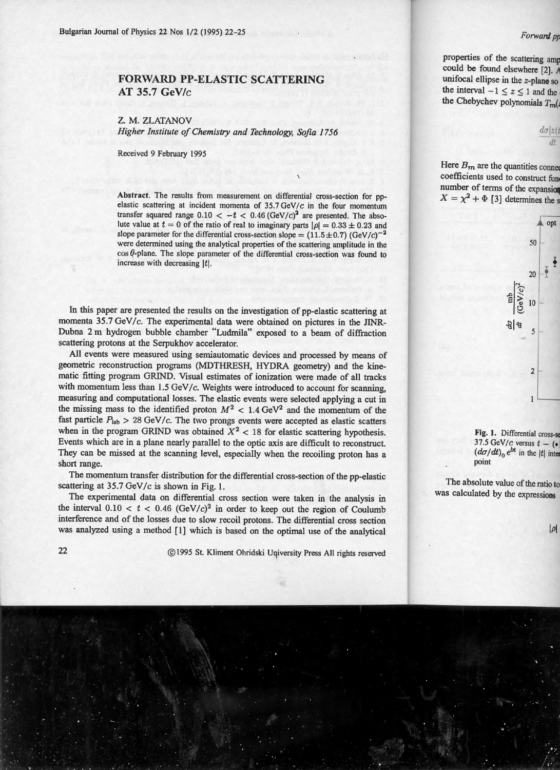# FORWARD PP-ELASTIC SCATTERING AT 35.7 GeV/c

Z. M. ZLATANOV

*Higher Institute of Chemistry and Technology, Sofia 1756*

Received 9 February 1995

**Abstract.** The results from measurement on differential cross-section for pp-elastic scattering at incident momenta of 35.7 GeV/c in the four momentum transfer squared range $0.10 < -t < 0.46\,(\mathrm{GeV}/c)^2$ are presented. The absolute value at $t = 0$ of the ratio of real to imaginary parts $|\rho| = 0.33 \pm 0.23$ and slope parameter for the differential cross-section slope $= (11.5 \pm 0.7)\,(\mathrm{GeV}/c)^{-2}$ were determined using the analytical properties of the scattering amplitude in the $\cos\theta$-plane. The slope parameter of the differential cross-section was found to increase with decreasing $|t|$.

In this paper are presented the results on the investigation of pp-elastic scattering at momenta 35.7 GeV/c. The experimental data were obtained on pictures in the JINR-Dubna 2 m hydrogen bubble chamber "Ludmila" exposed to a beam of diffraction scattering protons at the Serpukhov accelerator.

All events were measured using semiautomatic devices and processed by means of geometric reconstruction programs (MDTHRESH, HYDRA geometry) and the kinematic fitting program GRIND. Visual estimates of ionization were made of all tracks with momentum less than 1.5 GeV/c. Weights were introduced to account for scanning, measuring and computational losses. The elastic events were selected applying a cut in the missing mass to the identified proton $M^2 < 1.4\,\mathrm{GeV}^2$ and the momentum of the fast particle $P_{\mathrm{lab}} > 28$ GeV/c. The two prongs events were accepted as elastic scatters when in the program GRIND was obtained $X^2 < 18$ for elastic scattering hypothesis. Events which are in a plane nearly parallel to the optic axis are difficult to reconstruct. They can be missed at the scanning level, especially when the recoiling proton has a short range.

The momentum transfer distribution for the differential cross-section of the pp-elastic scattering at 35.7 GeV/c is shown in Fig. 1.

The experimental data on differential cross section were taken in the analysis in the interval $0.10 < t < 0.46\,(\mathrm{GeV}/c)^2$ in order to keep out the region of Coulumb interference and of the losses due to slow recoil protons. The differential cross section was analyzed using a method [1] which is based on the optimal use of the analytical

©1995 St. Kliment Ohridski University Press All rights reserved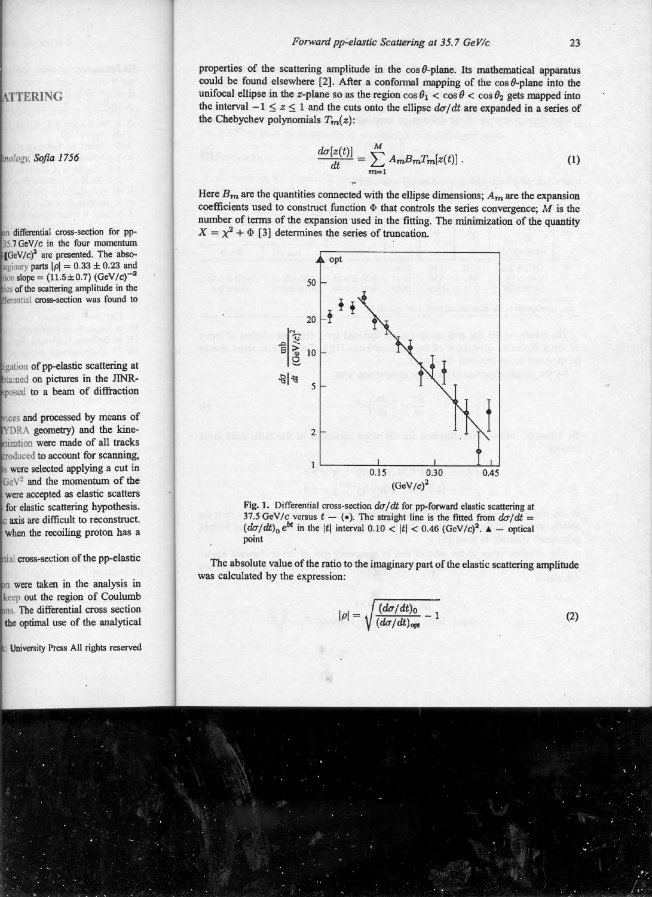properties of the scattering amplitude in the $\cos\theta$-plane. Its mathematical apparatus could be found elsewhere [2]. After a conformal mapping of the $\cos\theta$-plane into the unifocal ellipse in the $z$-plane so as the region $\cos\theta_1 < \cos\theta < \cos\theta_2$ gets mapped into the interval $-1 \leq z \leq 1$ and the cuts onto the ellipse $d\sigma/dt$ are expanded in a series of the Chebychev polynomials $T_m(z)$:

$$\frac{d\sigma[z(t)]}{dt} = \sum_{m=1}^{M} A_m B_m T_m[z(t)]\,. \tag{1}$$

Here $B_m$ are the quantities connected with the ellipse dimensions; $A_m$ are the expansion coefficients used to construct function $\Phi$ that controls the series convergence; $M$ is the number of terms of the expansion used in the fitting. The minimization of the quantity $X = \chi^2 + \Phi$ [3] determines the series of truncation.

Fig. 1. Differential cross-section $d\sigma/dt$ for pp-forward elastic scattering at 37.5 GeV/$c$ versus $t$ — (•). The straight line is the fitted from $d\sigma/dt = (d\sigma/dt)_0\, e^{bt}$ in the $|t|$ interval $0.10 < |t| < 0.46$ (GeV/$c$)$^2$. ▲ — optical point

The absolute value of the ratio to the imaginary part of the elastic scattering amplitude was calculated by the expression:

$$|\rho| = \sqrt{\frac{(d\sigma/dt)_0}{(d\sigma/dt)_{\text{opt}}} - 1} \tag{2}$$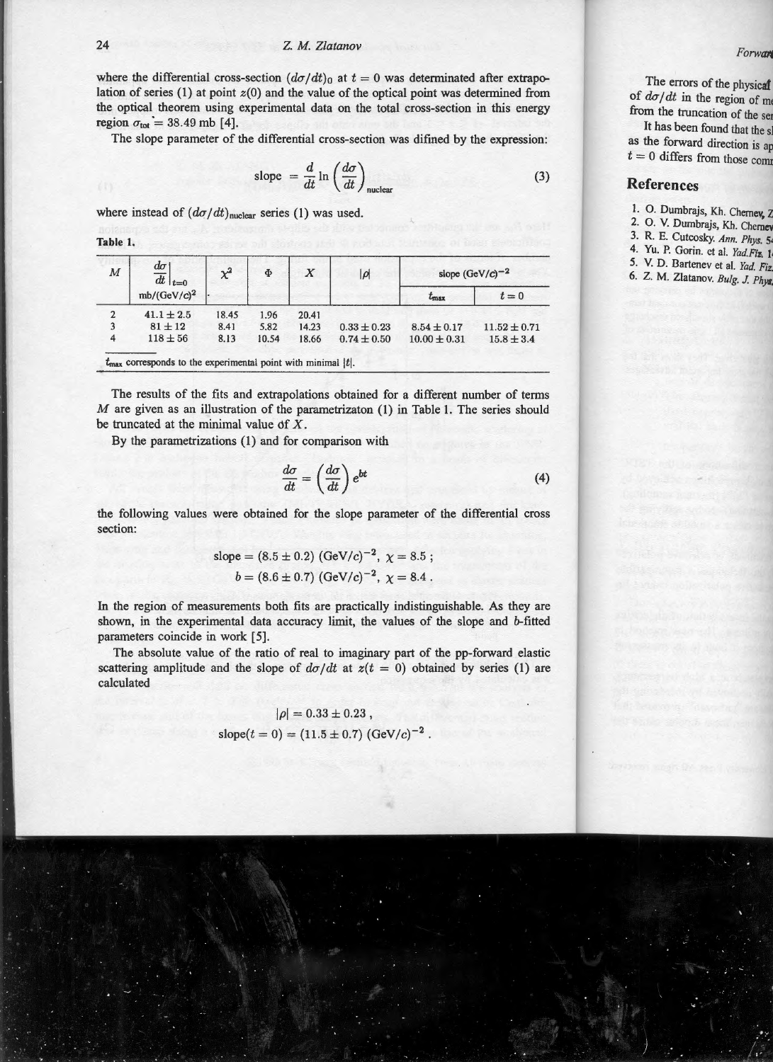where the differential cross-section $(d\sigma/dt)_0$ at $t = 0$ was determinated after extrapolation of series (1) at point $z(0)$ and the value of the optical point was determined from the optical theorem using experimental data on the total cross-section in this energy region $\sigma_{tot} = 38.49$ mb [4].

The slope parameter of the differential cross-section was difined by the expression:

$$\text{slope} = \frac{d}{dt} \ln \left( \frac{d\sigma}{dt} \right)_{\text{nuclear}} \tag{3}$$

where instead of $(d\sigma/dt)_{\text{nuclear}}$ series (1) was used.

**Table 1.**

| $M$ | $\left.\frac{d\sigma}{dt}\right\vert_{t=0}$ mb/(GeV/c)$^2$ | $\chi^2$ | $\Phi$ | $X$ | $\vert\rho\vert$ | slope (GeV/c)$^{-2}$ $t_{max}$ | slope (GeV/c)$^{-2}$ $t = 0$ |
|---|---|---|---|---|---|---|---|
| 2 | $41.1 \pm 2.5$ | 18.45 | 1.96 | 20.41 | | | |
| 3 | $81 \pm 12$ | 8.41 | 5.82 | 14.23 | $0.33 \pm 0.23$ | $8.54 \pm 0.17$ | $11.52 \pm 0.71$ |
| 4 | $118 \pm 56$ | 8.13 | 10.54 | 18.66 | $0.74 \pm 0.50$ | $10.00 \pm 0.31$ | $15.8 \pm 3.4$ |

$t_{max}$ corresponds to the experimental point with minimal $|t|$.

The results of the fits and extrapolations obtained for a different number of terms $M$ are given as an illustration of the parametrizaton (1) in Table 1. The series should be truncated at the minimal value of $X$.

By the parametrizations (1) and for comparison with

$$\frac{d\sigma}{dt} = \left( \frac{d\sigma}{dt} \right) e^{bt} \tag{4}$$

the following values were obtained for the slope parameter of the differential cross section:

$$\text{slope} = (8.5 \pm 0.2)\ (\text{GeV}/c)^{-2},\ \chi = 8.5\ ;$$
$$b = (8.6 \pm 0.7)\ (\text{GeV}/c)^{-2},\ \chi = 8.4\ .$$

In the region of measurements both fits are practically indistinguishable. As they are shown, in the experimental data accuracy limit, the values of the slope and $b$-fitted parameters coincide in work [5].

The absolute value of the ratio of real to imaginary part of the pp-forward elastic scattering amplitude and the slope of $d\sigma/dt$ at $z(t = 0)$ obtained by series (1) are calculated

$$|\rho| = 0.33 \pm 0.23\ ,$$
$$\text{slope}(t = 0) = (11.5 \pm 0.7)\ (\text{GeV}/c)^{-2}\ .$$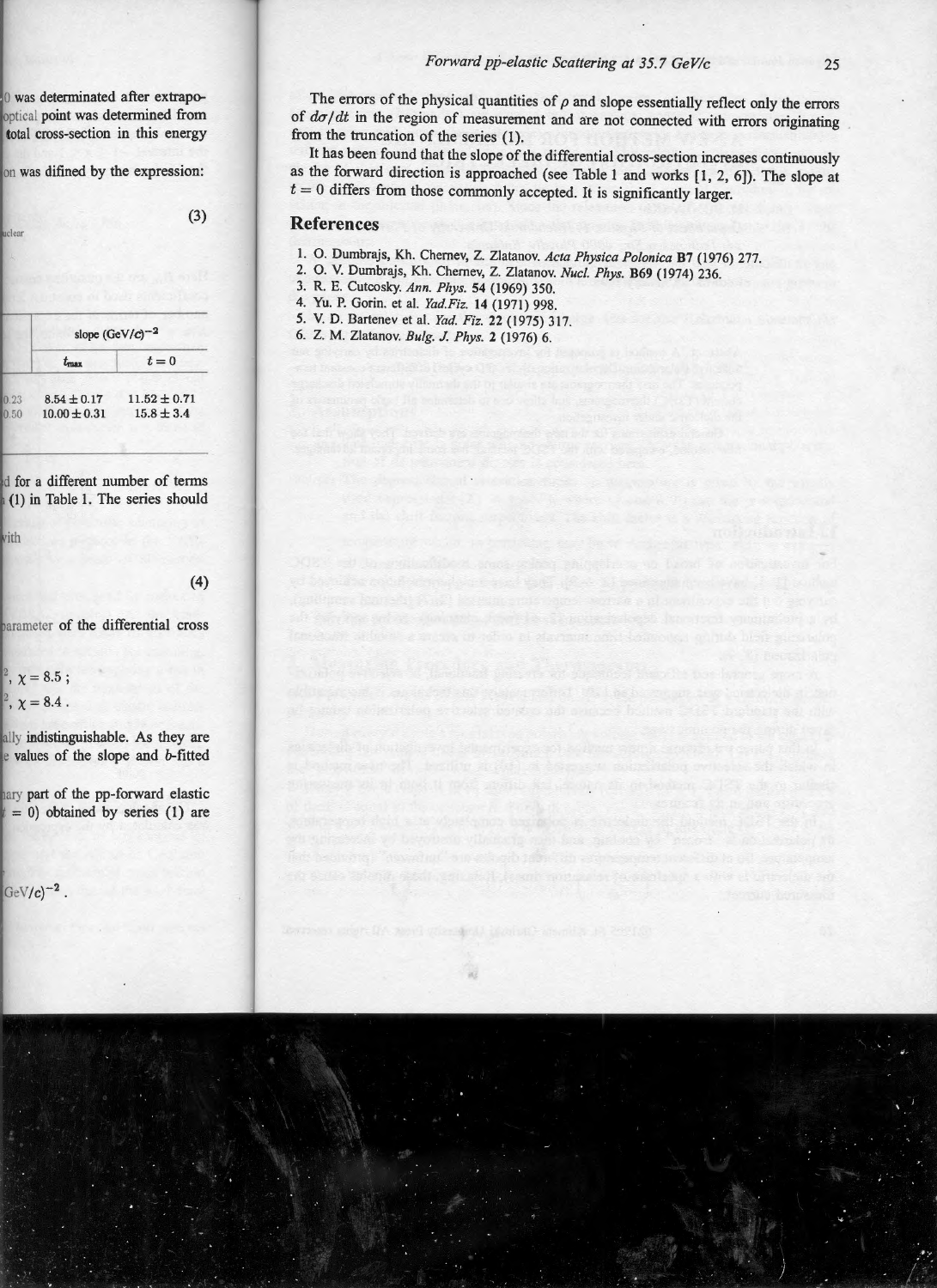The errors of the physical quantities of $\rho$ and slope essentially reflect only the errors of $d\sigma/dt$ in the region of measurement and are not connected with errors originating from the truncation of the series (1).

It has been found that the slope of the differential cross-section increases continuously as the forward direction is approached (see Table 1 and works [1, 2, 6]). The slope at $t = 0$ differs from those commonly accepted. It is significantly larger.

## References

1. O. Dumbrajs, Kh. Chernev, Z. Zlatanov. *Acta Physica Polonica* **B7** (1976) 277.
2. O. V. Dumbrajs, Kh. Chernev, Z. Zlatanov. *Nucl. Phys.* **B69** (1974) 236.
3. R. E. Cutcosky. *Ann. Phys.* 54 (1969) 350.
4. Yu. P. Gorin. et al. *Yad.Fiz.* **14** (1971) 998.
5. V. D. Bartenev et al. *Yad. Fiz.* **22** (1975) 317.
6. Z. M. Zlatanov. *Bulg. J. Phys.* **2** (1976) 6.